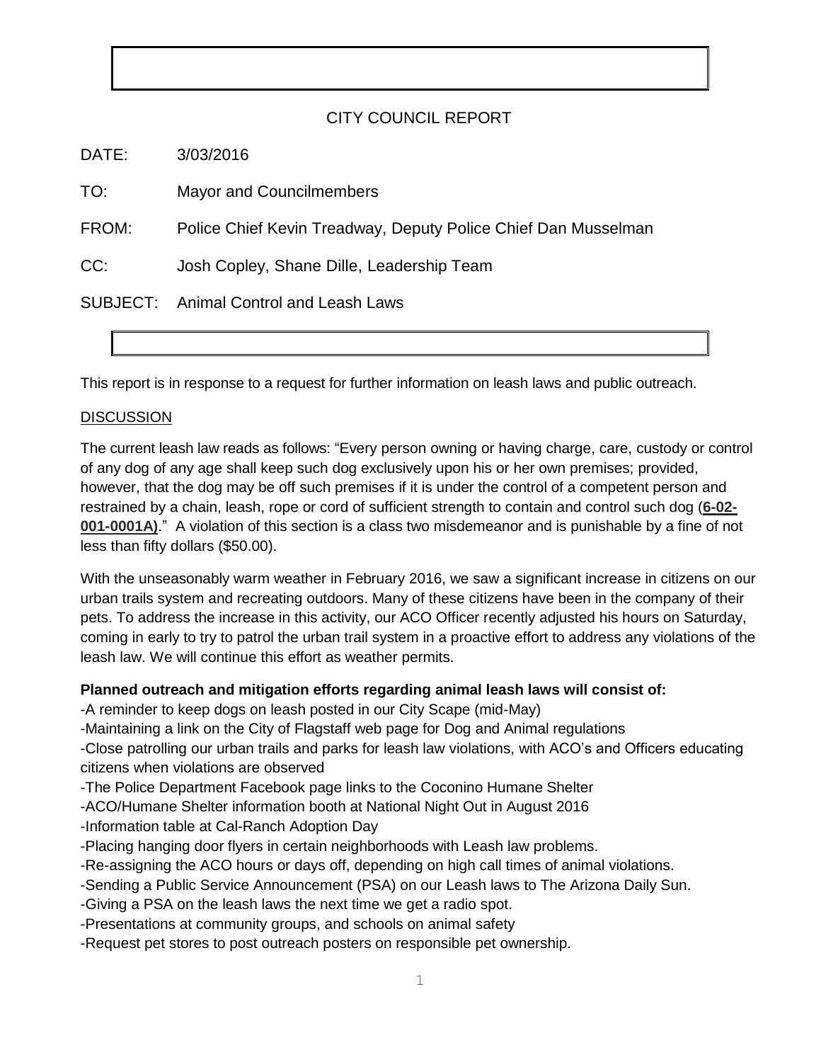# CITY COUNCIL REPORT

DATE: 3/03/2016

TO: Mayor and Councilmembers

FROM: Police Chief Kevin Treadway, Deputy Police Chief Dan Musselman

CC: Josh Copley, Shane Dille, Leadership Team

SUBJECT: Animal Control and Leash Laws

This report is in response to a request for further information on leash laws and public outreach.

## DISCUSSION

The current leash law reads as follows: "Every person owning or having charge, care, custody or control of any dog of any age shall keep such dog exclusively upon his or her own premises; provided, however, that the dog may be off such premises if it is under the control of a competent person and restrained by a chain, leash, rope or cord of sufficient strength to contain and control such dog (**6-02-001-0001A)**." A violation of this section is a class two misdemeanor and is punishable by a fine of not less than fifty dollars ($50.00).

With the unseasonably warm weather in February 2016, we saw a significant increase in citizens on our urban trails system and recreating outdoors. Many of these citizens have been in the company of their pets. To address the increase in this activity, our ACO Officer recently adjusted his hours on Saturday, coming in early to try to patrol the urban trail system in a proactive effort to address any violations of the leash law. We will continue this effort as weather permits.

**Planned outreach and mitigation efforts regarding animal leash laws will consist of:**

- A reminder to keep dogs on leash posted in our City Scape (mid-May)
- Maintaining a link on the City of Flagstaff web page for Dog and Animal regulations
- Close patrolling our urban trails and parks for leash law violations, with ACO's and Officers educating citizens when violations are observed
- The Police Department Facebook page links to the Coconino Humane Shelter
- ACO/Humane Shelter information booth at National Night Out in August 2016
- Information table at Cal-Ranch Adoption Day
- Placing hanging door flyers in certain neighborhoods with Leash law problems.
- Re-assigning the ACO hours or days off, depending on high call times of animal violations.
- Sending a Public Service Announcement (PSA) on our Leash laws to The Arizona Daily Sun.
- Giving a PSA on the leash laws the next time we get a radio spot.
- Presentations at community groups, and schools on animal safety
- Request pet stores to post outreach posters on responsible pet ownership.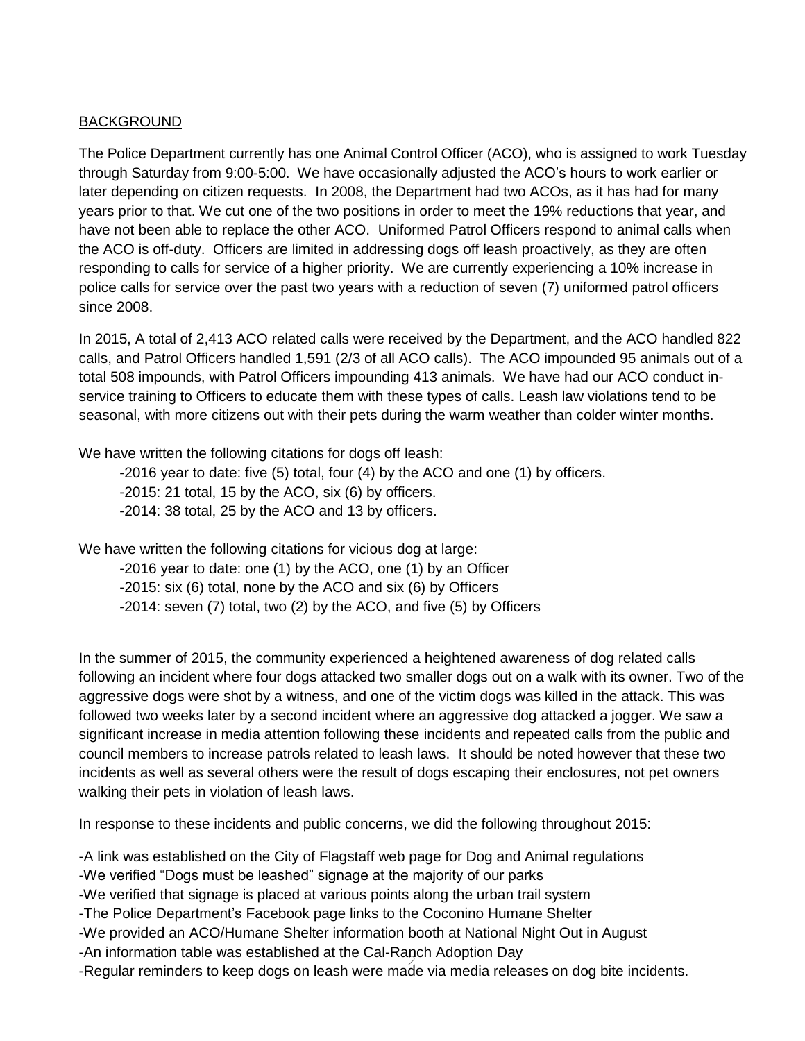BACKGROUND

The Police Department currently has one Animal Control Officer (ACO), who is assigned to work Tuesday through Saturday from 9:00-5:00. We have occasionally adjusted the ACO's hours to work earlier or later depending on citizen requests. In 2008, the Department had two ACOs, as it has had for many years prior to that. We cut one of the two positions in order to meet the 19% reductions that year, and have not been able to replace the other ACO. Uniformed Patrol Officers respond to animal calls when the ACO is off-duty. Officers are limited in addressing dogs off leash proactively, as they are often responding to calls for service of a higher priority. We are currently experiencing a 10% increase in police calls for service over the past two years with a reduction of seven (7) uniformed patrol officers since 2008.

In 2015, A total of 2,413 ACO related calls were received by the Department, and the ACO handled 822 calls, and Patrol Officers handled 1,591 (2/3 of all ACO calls). The ACO impounded 95 animals out of a total 508 impounds, with Patrol Officers impounding 413 animals. We have had our ACO conduct in-service training to Officers to educate them with these types of calls. Leash law violations tend to be seasonal, with more citizens out with their pets during the warm weather than colder winter months.

We have written the following citations for dogs off leash:

- -2016 year to date: five (5) total, four (4) by the ACO and one (1) by officers.
- -2015: 21 total, 15 by the ACO, six (6) by officers.
- -2014: 38 total, 25 by the ACO and 13 by officers.

We have written the following citations for vicious dog at large:

- -2016 year to date: one (1) by the ACO, one (1) by an Officer
- -2015: six (6) total, none by the ACO and six (6) by Officers
- -2014: seven (7) total, two (2) by the ACO, and five (5) by Officers

In the summer of 2015, the community experienced a heightened awareness of dog related calls following an incident where four dogs attacked two smaller dogs out on a walk with its owner. Two of the aggressive dogs were shot by a witness, and one of the victim dogs was killed in the attack. This was followed two weeks later by a second incident where an aggressive dog attacked a jogger. We saw a significant increase in media attention following these incidents and repeated calls from the public and council members to increase patrols related to leash laws. It should be noted however that these two incidents as well as several others were the result of dogs escaping their enclosures, not pet owners walking their pets in violation of leash laws.

In response to these incidents and public concerns, we did the following throughout 2015:

- -A link was established on the City of Flagstaff web page for Dog and Animal regulations
- -We verified "Dogs must be leashed" signage at the majority of our parks
- -We verified that signage is placed at various points along the urban trail system
- -The Police Department's Facebook page links to the Coconino Humane Shelter
- -We provided an ACO/Humane Shelter information booth at National Night Out in August
- -An information table was established at the Cal-Ranch Adoption Day
- -Regular reminders to keep dogs on leash were made via media releases on dog bite incidents.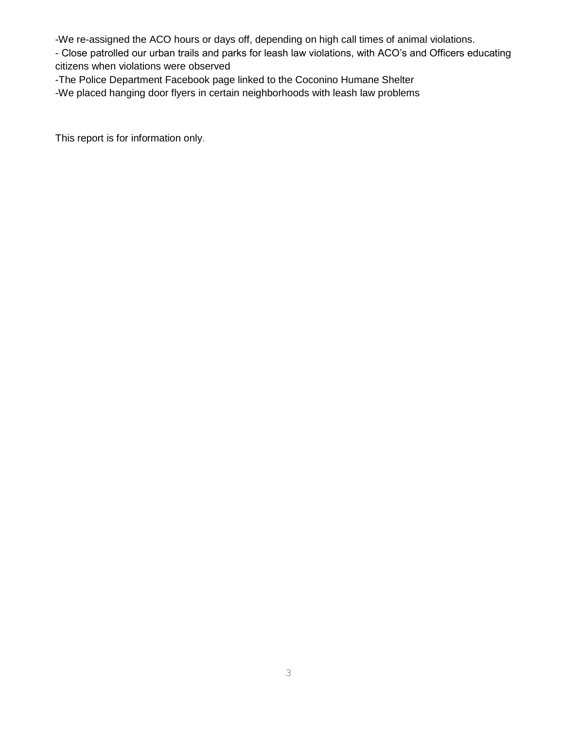-We re-assigned the ACO hours or days off, depending on high call times of animal violations.

- Close patrolled our urban trails and parks for leash law violations, with ACO's and Officers educating citizens when violations were observed

-The Police Department Facebook page linked to the Coconino Humane Shelter

-We placed hanging door flyers in certain neighborhoods with leash law problems

This report is for information only.